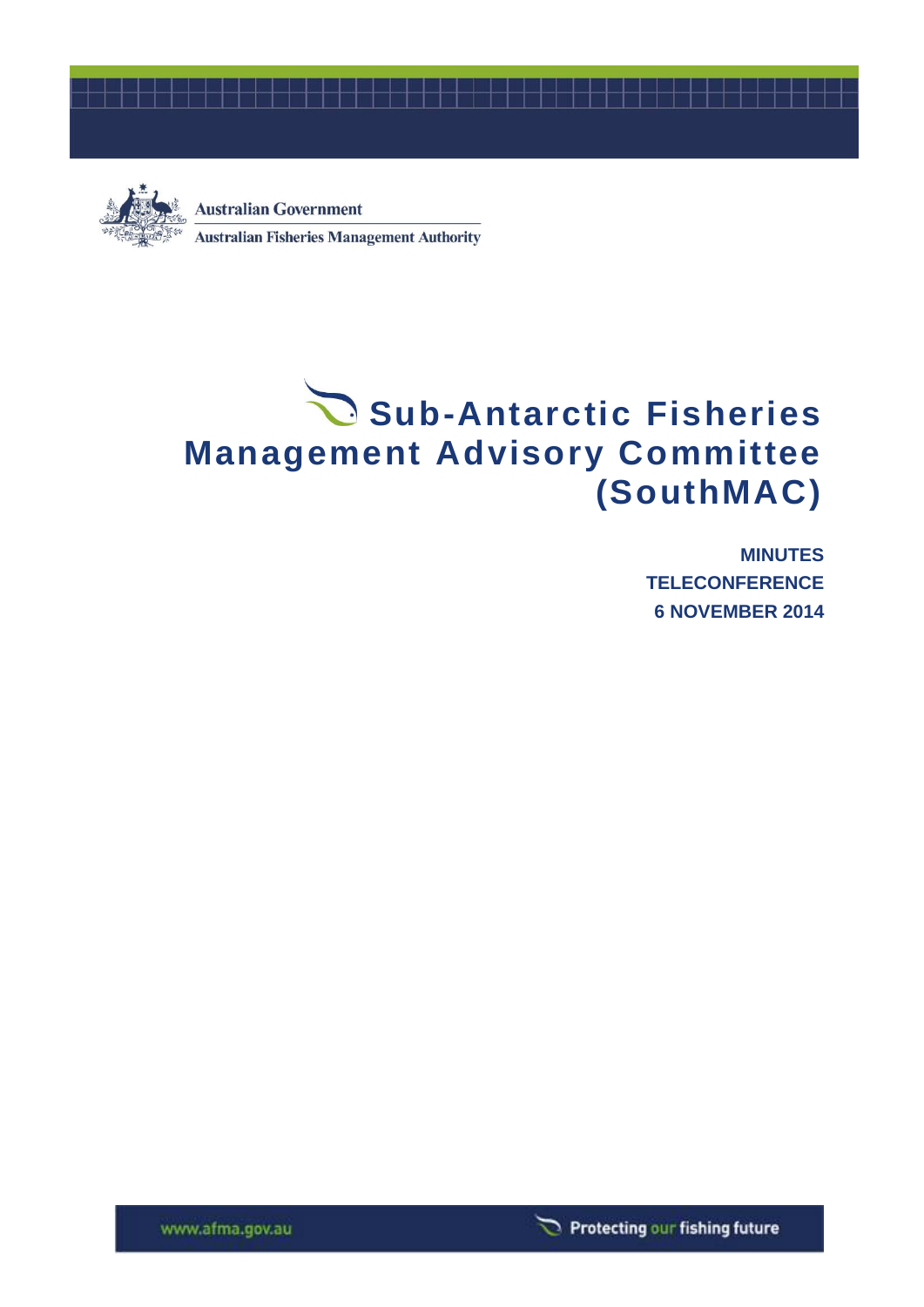Australian Government

Australian Fisheries Management Authority

# Sub-Antarctic Fisheries Management Advisory Committee (SouthMAC)

**MINUTES**

**TELECONFERENCE**

**6 NOVEMBER 2014**

www.afma.gov.au

Protecting our fishing future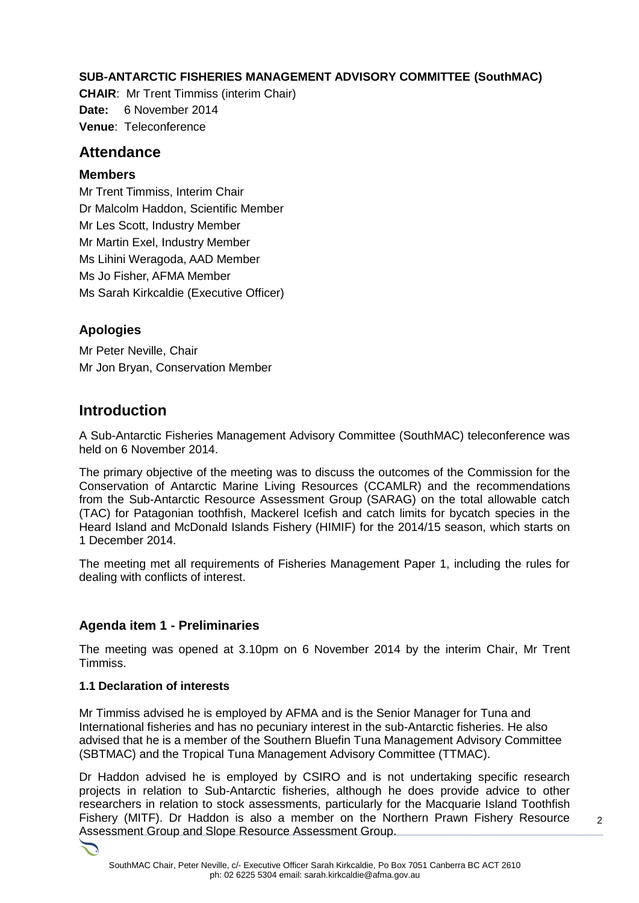**SUB-ANTARCTIC FISHERIES MANAGEMENT ADVISORY COMMITTEE (SouthMAC)**

**CHAIR**: Mr Trent Timmiss (interim Chair)

**Date:** 6 November 2014

**Venue**: Teleconference

## Attendance

### Members

Mr Trent Timmiss, Interim Chair

Dr Malcolm Haddon, Scientific Member

Mr Les Scott, Industry Member

Mr Martin Exel, Industry Member

Ms Lihini Weragoda, AAD Member

Ms Jo Fisher, AFMA Member

Ms Sarah Kirkcaldie (Executive Officer)

### Apologies

Mr Peter Neville, Chair

Mr Jon Bryan, Conservation Member

## Introduction

A Sub-Antarctic Fisheries Management Advisory Committee (SouthMAC) teleconference was held on 6 November 2014.

The primary objective of the meeting was to discuss the outcomes of the Commission for the Conservation of Antarctic Marine Living Resources (CCAMLR) and the recommendations from the Sub-Antarctic Resource Assessment Group (SARAG) on the total allowable catch (TAC) for Patagonian toothfish, Mackerel Icefish and catch limits for bycatch species in the Heard Island and McDonald Islands Fishery (HIMIF) for the 2014/15 season, which starts on 1 December 2014.

The meeting met all requirements of Fisheries Management Paper 1, including the rules for dealing with conflicts of interest.

### Agenda item 1 - Preliminaries

The meeting was opened at 3.10pm on 6 November 2014 by the interim Chair, Mr Trent Timmiss.

#### 1.1 Declaration of interests

Mr Timmiss advised he is employed by AFMA and is the Senior Manager for Tuna and International fisheries and has no pecuniary interest in the sub-Antarctic fisheries. He also advised that he is a member of the Southern Bluefin Tuna Management Advisory Committee (SBTMAC) and the Tropical Tuna Management Advisory Committee (TTMAC).

Dr Haddon advised he is employed by CSIRO and is not undertaking specific research projects in relation to Sub-Antarctic fisheries, although he does provide advice to other researchers in relation to stock assessments, particularly for the Macquarie Island Toothfish Fishery (MITF). Dr Haddon is also a member on the Northern Prawn Fishery Resource Assessment Group and Slope Resource Assessment Group.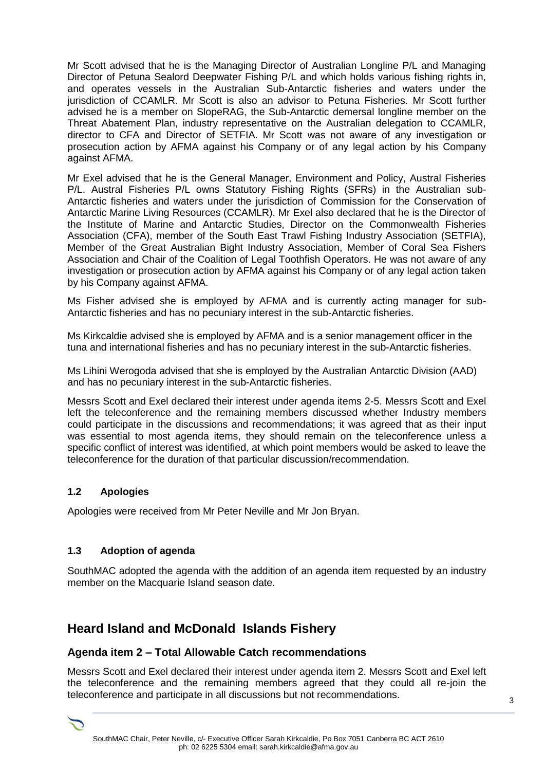Mr Scott advised that he is the Managing Director of Australian Longline P/L and Managing Director of Petuna Sealord Deepwater Fishing P/L and which holds various fishing rights in, and operates vessels in the Australian Sub-Antarctic fisheries and waters under the jurisdiction of CCAMLR. Mr Scott is also an advisor to Petuna Fisheries. Mr Scott further advised he is a member on SlopeRAG, the Sub-Antarctic demersal longline member on the Threat Abatement Plan, industry representative on the Australian delegation to CCAMLR, director to CFA and Director of SETFIA. Mr Scott was not aware of any investigation or prosecution action by AFMA against his Company or of any legal action by his Company against AFMA.

Mr Exel advised that he is the General Manager, Environment and Policy, Austral Fisheries P/L. Austral Fisheries P/L owns Statutory Fishing Rights (SFRs) in the Australian sub-Antarctic fisheries and waters under the jurisdiction of Commission for the Conservation of Antarctic Marine Living Resources (CCAMLR). Mr Exel also declared that he is the Director of the Institute of Marine and Antarctic Studies, Director on the Commonwealth Fisheries Association (CFA), member of the South East Trawl Fishing Industry Association (SETFIA), Member of the Great Australian Bight Industry Association, Member of Coral Sea Fishers Association and Chair of the Coalition of Legal Toothfish Operators. He was not aware of any investigation or prosecution action by AFMA against his Company or of any legal action taken by his Company against AFMA.

Ms Fisher advised she is employed by AFMA and is currently acting manager for sub-Antarctic fisheries and has no pecuniary interest in the sub-Antarctic fisheries.

Ms Kirkcaldie advised she is employed by AFMA and is a senior management officer in the tuna and international fisheries and has no pecuniary interest in the sub-Antarctic fisheries.

Ms Lihini Werogoda advised that she is employed by the Australian Antarctic Division (AAD) and has no pecuniary interest in the sub-Antarctic fisheries.

Messrs Scott and Exel declared their interest under agenda items 2-5. Messrs Scott and Exel left the teleconference and the remaining members discussed whether Industry members could participate in the discussions and recommendations; it was agreed that as their input was essential to most agenda items, they should remain on the teleconference unless a specific conflict of interest was identified, at which point members would be asked to leave the teleconference for the duration of that particular discussion/recommendation.

### 1.2 Apologies

Apologies were received from Mr Peter Neville and Mr Jon Bryan.

### 1.3 Adoption of agenda

SouthMAC adopted the agenda with the addition of an agenda item requested by an industry member on the Macquarie Island season date.

## Heard Island and McDonald Islands Fishery

### Agenda item 2 – Total Allowable Catch recommendations

Messrs Scott and Exel declared their interest under agenda item 2. Messrs Scott and Exel left the teleconference and the remaining members agreed that they could all re-join the teleconference and participate in all discussions but not recommendations.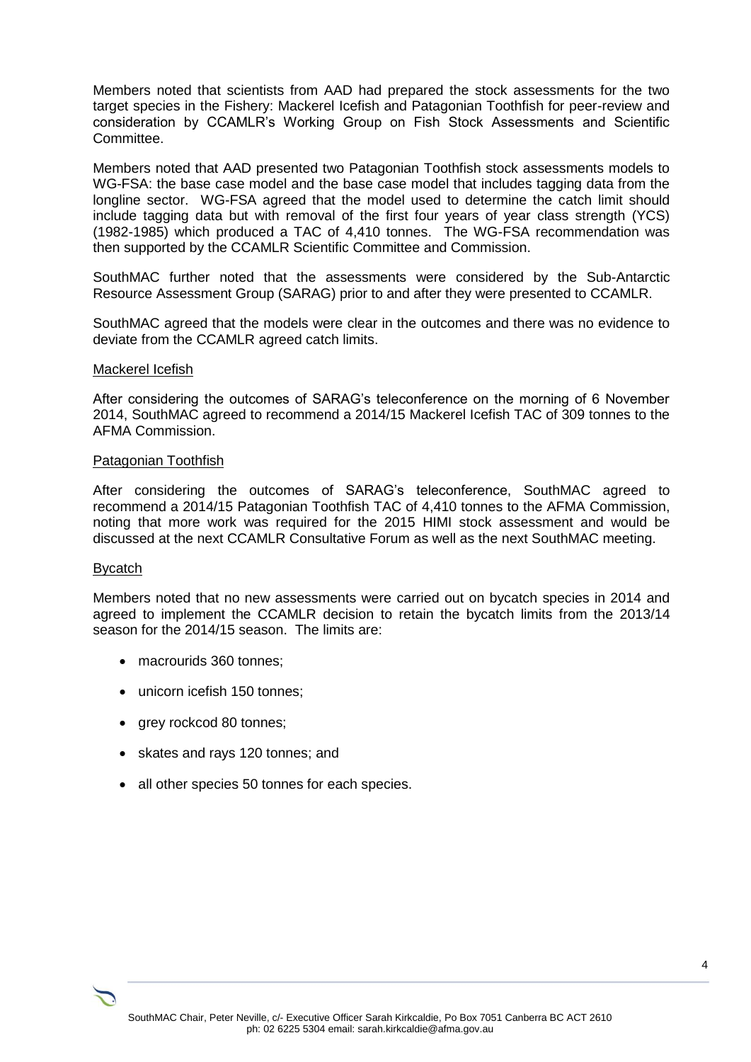Members noted that scientists from AAD had prepared the stock assessments for the two target species in the Fishery: Mackerel Icefish and Patagonian Toothfish for peer-review and consideration by CCAMLR's Working Group on Fish Stock Assessments and Scientific Committee.

Members noted that AAD presented two Patagonian Toothfish stock assessments models to WG-FSA: the base case model and the base case model that includes tagging data from the longline sector. WG-FSA agreed that the model used to determine the catch limit should include tagging data but with removal of the first four years of year class strength (YCS) (1982-1985) which produced a TAC of 4,410 tonnes. The WG-FSA recommendation was then supported by the CCAMLR Scientific Committee and Commission.

SouthMAC further noted that the assessments were considered by the Sub-Antarctic Resource Assessment Group (SARAG) prior to and after they were presented to CCAMLR.

SouthMAC agreed that the models were clear in the outcomes and there was no evidence to deviate from the CCAMLR agreed catch limits.

Mackerel Icefish

After considering the outcomes of SARAG's teleconference on the morning of 6 November 2014, SouthMAC agreed to recommend a 2014/15 Mackerel Icefish TAC of 309 tonnes to the AFMA Commission.

Patagonian Toothfish

After considering the outcomes of SARAG's teleconference, SouthMAC agreed to recommend a 2014/15 Patagonian Toothfish TAC of 4,410 tonnes to the AFMA Commission, noting that more work was required for the 2015 HIMI stock assessment and would be discussed at the next CCAMLR Consultative Forum as well as the next SouthMAC meeting.

Bycatch

Members noted that no new assessments were carried out on bycatch species in 2014 and agreed to implement the CCAMLR decision to retain the bycatch limits from the 2013/14 season for the 2014/15 season. The limits are:

- macrourids 360 tonnes;
- unicorn icefish 150 tonnes;
- grey rockcod 80 tonnes;
- skates and rays 120 tonnes; and
- all other species 50 tonnes for each species.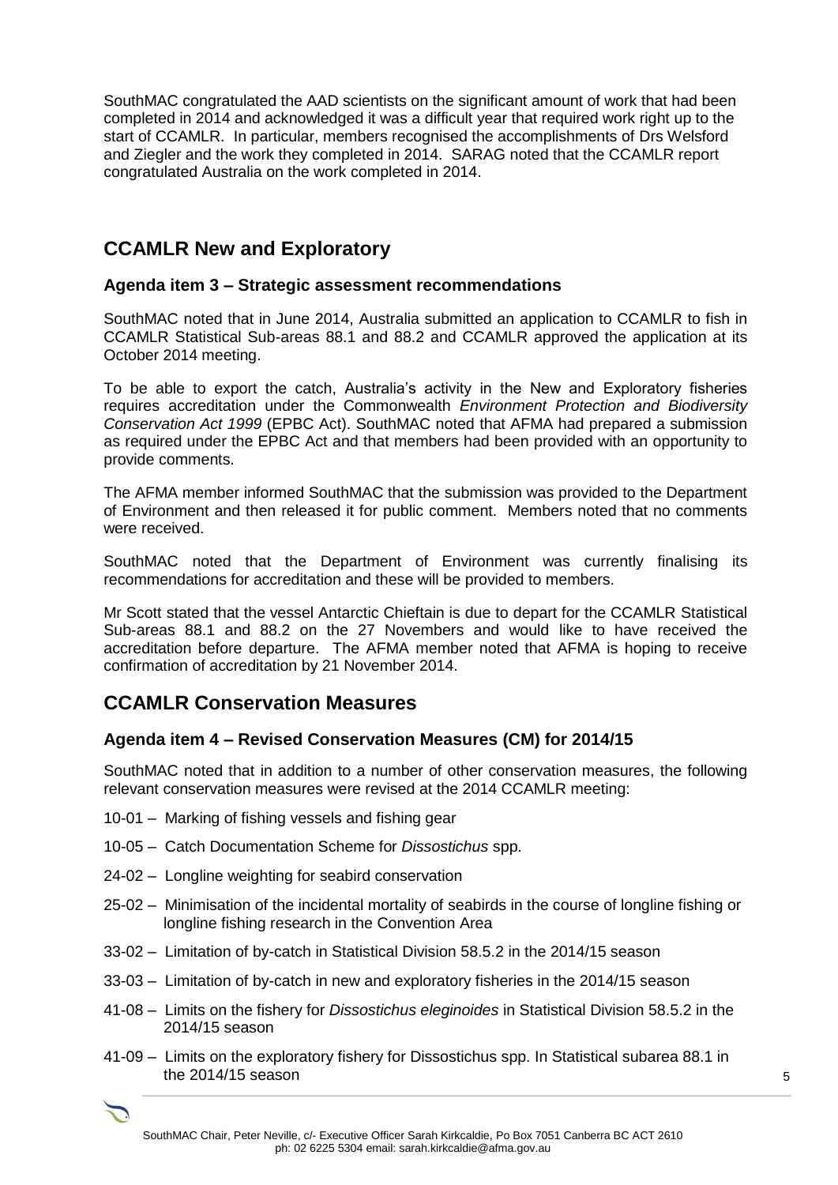SouthMAC congratulated the AAD scientists on the significant amount of work that had been completed in 2014 and acknowledged it was a difficult year that required work right up to the start of CCAMLR. In particular, members recognised the accomplishments of Drs Welsford and Ziegler and the work they completed in 2014. SARAG noted that the CCAMLR report congratulated Australia on the work completed in 2014.

## CCAMLR New and Exploratory

### Agenda item 3 – Strategic assessment recommendations

SouthMAC noted that in June 2014, Australia submitted an application to CCAMLR to fish in CCAMLR Statistical Sub-areas 88.1 and 88.2 and CCAMLR approved the application at its October 2014 meeting.

To be able to export the catch, Australia's activity in the New and Exploratory fisheries requires accreditation under the Commonwealth *Environment Protection and Biodiversity Conservation Act 1999* (EPBC Act). SouthMAC noted that AFMA had prepared a submission as required under the EPBC Act and that members had been provided with an opportunity to provide comments.

The AFMA member informed SouthMAC that the submission was provided to the Department of Environment and then released it for public comment. Members noted that no comments were received.

SouthMAC noted that the Department of Environment was currently finalising its recommendations for accreditation and these will be provided to members.

Mr Scott stated that the vessel Antarctic Chieftain is due to depart for the CCAMLR Statistical Sub-areas 88.1 and 88.2 on the 27 Novembers and would like to have received the accreditation before departure. The AFMA member noted that AFMA is hoping to receive confirmation of accreditation by 21 November 2014.

## CCAMLR Conservation Measures

### Agenda item 4 – Revised Conservation Measures (CM) for 2014/15

SouthMAC noted that in addition to a number of other conservation measures, the following relevant conservation measures were revised at the 2014 CCAMLR meeting:

- 10-01 – Marking of fishing vessels and fishing gear
- 10-05 – Catch Documentation Scheme for *Dissostichus* spp.
- 24-02 – Longline weighting for seabird conservation
- 25-02 – Minimisation of the incidental mortality of seabirds in the course of longline fishing or longline fishing research in the Convention Area
- 33-02 – Limitation of by-catch in Statistical Division 58.5.2 in the 2014/15 season
- 33-03 – Limitation of by-catch in new and exploratory fisheries in the 2014/15 season
- 41-08 – Limits on the fishery for *Dissostichus eleginoides* in Statistical Division 58.5.2 in the 2014/15 season
- 41-09 – Limits on the exploratory fishery for Dissostichus spp. In Statistical subarea 88.1 in the 2014/15 season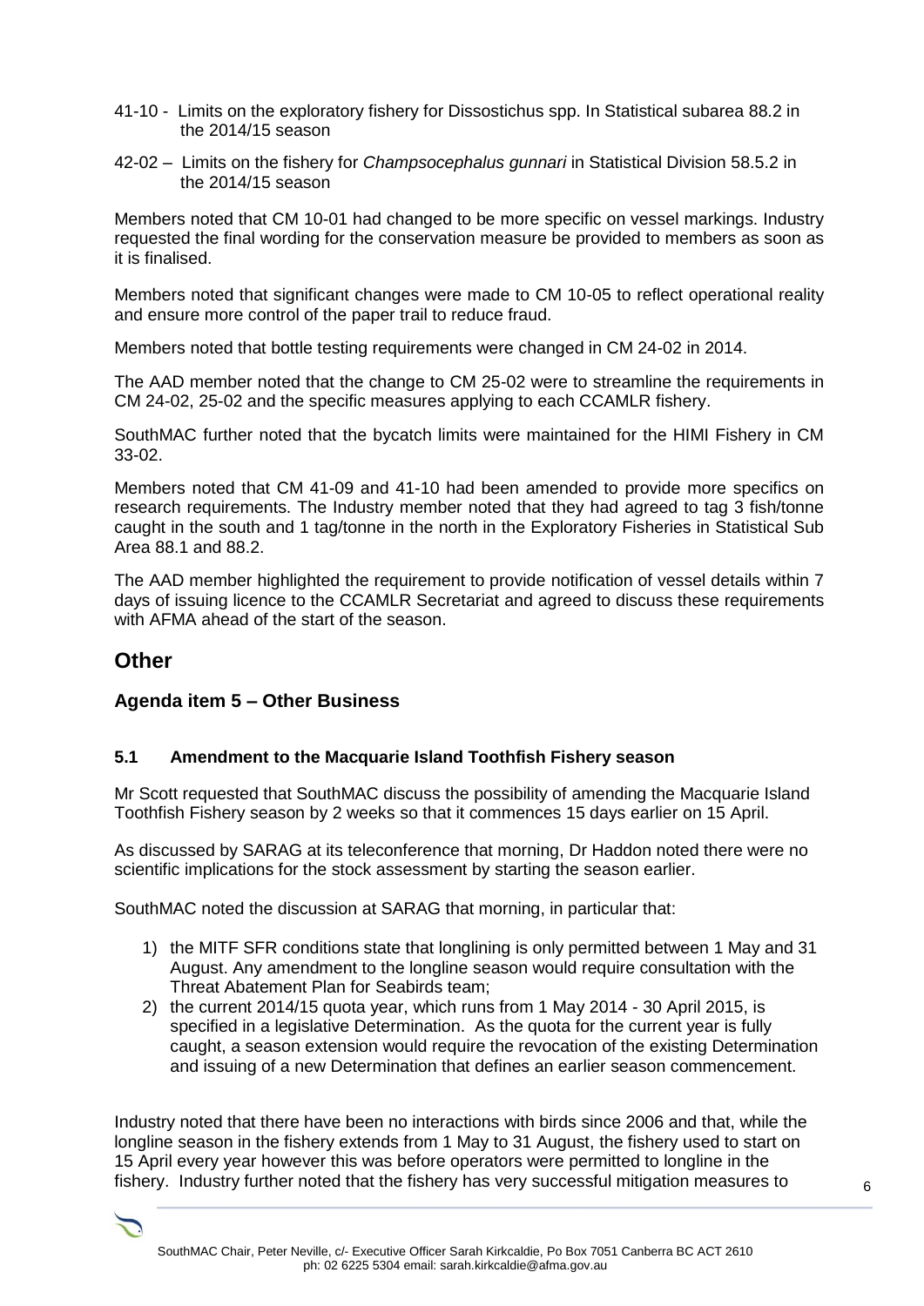41-10 - Limits on the exploratory fishery for Dissostichus spp. In Statistical subarea 88.2 in the 2014/15 season

42-02 – Limits on the fishery for *Champsocephalus gunnari* in Statistical Division 58.5.2 in the 2014/15 season

Members noted that CM 10-01 had changed to be more specific on vessel markings. Industry requested the final wording for the conservation measure be provided to members as soon as it is finalised.

Members noted that significant changes were made to CM 10-05 to reflect operational reality and ensure more control of the paper trail to reduce fraud.

Members noted that bottle testing requirements were changed in CM 24-02 in 2014.

The AAD member noted that the change to CM 25-02 were to streamline the requirements in CM 24-02, 25-02 and the specific measures applying to each CCAMLR fishery.

SouthMAC further noted that the bycatch limits were maintained for the HIMI Fishery in CM 33-02.

Members noted that CM 41-09 and 41-10 had been amended to provide more specifics on research requirements. The Industry member noted that they had agreed to tag 3 fish/tonne caught in the south and 1 tag/tonne in the north in the Exploratory Fisheries in Statistical Sub Area 88.1 and 88.2.

The AAD member highlighted the requirement to provide notification of vessel details within 7 days of issuing licence to the CCAMLR Secretariat and agreed to discuss these requirements with AFMA ahead of the start of the season.

## Other

### Agenda item 5 – Other Business

#### 5.1 Amendment to the Macquarie Island Toothfish Fishery season

Mr Scott requested that SouthMAC discuss the possibility of amending the Macquarie Island Toothfish Fishery season by 2 weeks so that it commences 15 days earlier on 15 April.

As discussed by SARAG at its teleconference that morning, Dr Haddon noted there were no scientific implications for the stock assessment by starting the season earlier.

SouthMAC noted the discussion at SARAG that morning, in particular that:

1) the MITF SFR conditions state that longlining is only permitted between 1 May and 31 August. Any amendment to the longline season would require consultation with the Threat Abatement Plan for Seabirds team;
2) the current 2014/15 quota year, which runs from 1 May 2014 - 30 April 2015, is specified in a legislative Determination. As the quota for the current year is fully caught, a season extension would require the revocation of the existing Determination and issuing of a new Determination that defines an earlier season commencement.

Industry noted that there have been no interactions with birds since 2006 and that, while the longline season in the fishery extends from 1 May to 31 August, the fishery used to start on 15 April every year however this was before operators were permitted to longline in the fishery. Industry further noted that the fishery has very successful mitigation measures to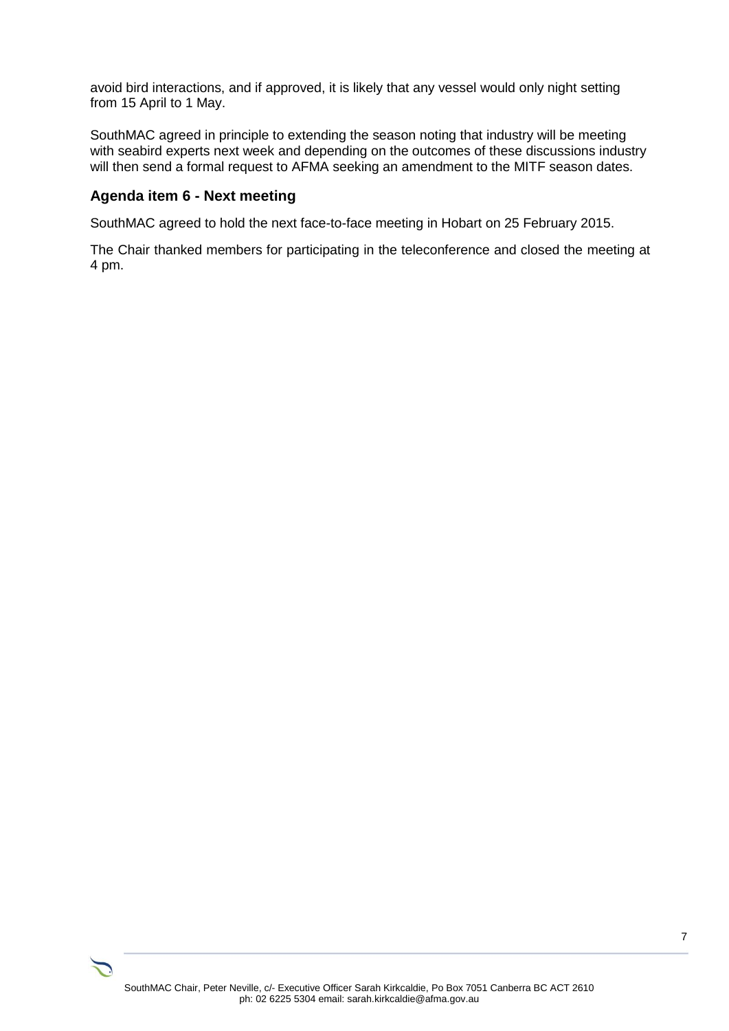avoid bird interactions, and if approved, it is likely that any vessel would only night setting from 15 April to 1 May.

SouthMAC agreed in principle to extending the season noting that industry will be meeting with seabird experts next week and depending on the outcomes of these discussions industry will then send a formal request to AFMA seeking an amendment to the MITF season dates.

### Agenda item 6 - Next meeting

SouthMAC agreed to hold the next face-to-face meeting in Hobart on 25 February 2015.

The Chair thanked members for participating in the teleconference and closed the meeting at 4 pm.